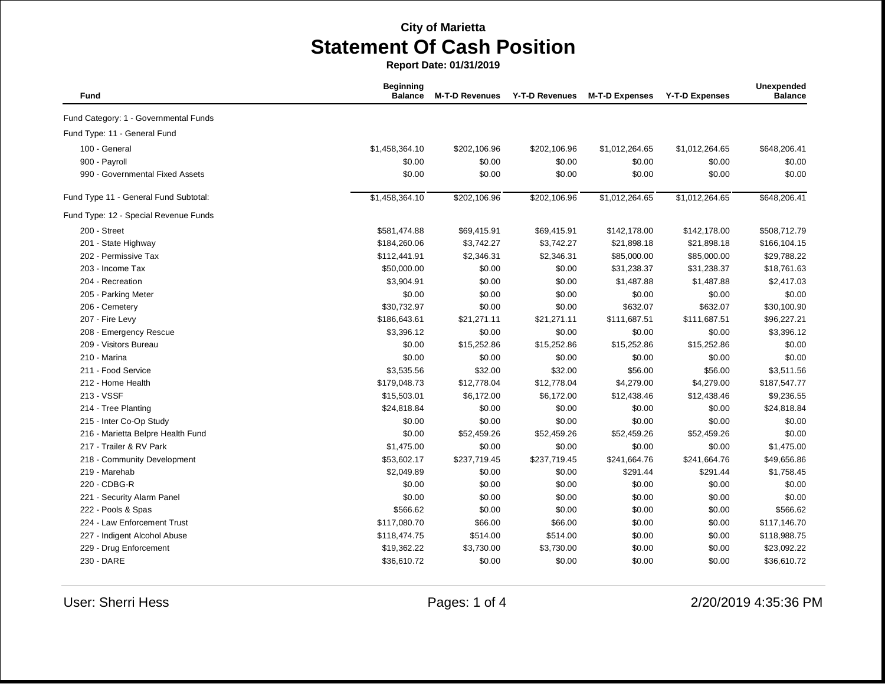## City of Marietta

# Statement Of Cash Position

**Report Date: 01/31/2019**

| Fund | Beginning Balance | M-T-D Revenues | Y-T-D Revenues | M-T-D Expenses | Y-T-D Expenses | Unexpended Balance |
|---|---|---|---|---|---|---|
| Fund Category: 1 - Governmental Funds | | | | | | |
| Fund Type: 11 - General Fund | | | | | | |
| 100 - General | $1,458,364.10 | $202,106.96 | $202,106.96 | $1,012,264.65 | $1,012,264.65 | $648,206.41 |
| 900 - Payroll | $0.00 | $0.00 | $0.00 | $0.00 | $0.00 | $0.00 |
| 990 - Governmental Fixed Assets | $0.00 | $0.00 | $0.00 | $0.00 | $0.00 | $0.00 |
| Fund Type 11 - General Fund Subtotal: | $1,458,364.10 | $202,106.96 | $202,106.96 | $1,012,264.65 | $1,012,264.65 | $648,206.41 |
| Fund Type: 12 - Special Revenue Funds | | | | | | |
| 200 - Street | $581,474.88 | $69,415.91 | $69,415.91 | $142,178.00 | $142,178.00 | $508,712.79 |
| 201 - State Highway | $184,260.06 | $3,742.27 | $3,742.27 | $21,898.18 | $21,898.18 | $166,104.15 |
| 202 - Permissive Tax | $112,441.91 | $2,346.31 | $2,346.31 | $85,000.00 | $85,000.00 | $29,788.22 |
| 203 - Income Tax | $50,000.00 | $0.00 | $0.00 | $31,238.37 | $31,238.37 | $18,761.63 |
| 204 - Recreation | $3,904.91 | $0.00 | $0.00 | $1,487.88 | $1,487.88 | $2,417.03 |
| 205 - Parking Meter | $0.00 | $0.00 | $0.00 | $0.00 | $0.00 | $0.00 |
| 206 - Cemetery | $30,732.97 | $0.00 | $0.00 | $632.07 | $632.07 | $30,100.90 |
| 207 - Fire Levy | $186,643.61 | $21,271.11 | $21,271.11 | $111,687.51 | $111,687.51 | $96,227.21 |
| 208 - Emergency Rescue | $3,396.12 | $0.00 | $0.00 | $0.00 | $0.00 | $3,396.12 |
| 209 - Visitors Bureau | $0.00 | $15,252.86 | $15,252.86 | $15,252.86 | $15,252.86 | $0.00 |
| 210 - Marina | $0.00 | $0.00 | $0.00 | $0.00 | $0.00 | $0.00 |
| 211 - Food Service | $3,535.56 | $32.00 | $32.00 | $56.00 | $56.00 | $3,511.56 |
| 212 - Home Health | $179,048.73 | $12,778.04 | $12,778.04 | $4,279.00 | $4,279.00 | $187,547.77 |
| 213 - VSSF | $15,503.01 | $6,172.00 | $6,172.00 | $12,438.46 | $12,438.46 | $9,236.55 |
| 214 - Tree Planting | $24,818.84 | $0.00 | $0.00 | $0.00 | $0.00 | $24,818.84 |
| 215 - Inter Co-Op Study | $0.00 | $0.00 | $0.00 | $0.00 | $0.00 | $0.00 |
| 216 - Marietta Belpre Health Fund | $0.00 | $52,459.26 | $52,459.26 | $52,459.26 | $52,459.26 | $0.00 |
| 217 - Trailer & RV Park | $1,475.00 | $0.00 | $0.00 | $0.00 | $0.00 | $1,475.00 |
| 218 - Community Development | $53,602.17 | $237,719.45 | $237,719.45 | $241,664.76 | $241,664.76 | $49,656.86 |
| 219 - Marehab | $2,049.89 | $0.00 | $0.00 | $291.44 | $291.44 | $1,758.45 |
| 220 - CDBG-R | $0.00 | $0.00 | $0.00 | $0.00 | $0.00 | $0.00 |
| 221 - Security Alarm Panel | $0.00 | $0.00 | $0.00 | $0.00 | $0.00 | $0.00 |
| 222 - Pools & Spas | $566.62 | $0.00 | $0.00 | $0.00 | $0.00 | $566.62 |
| 224 - Law Enforcement Trust | $117,080.70 | $66.00 | $66.00 | $0.00 | $0.00 | $117,146.70 |
| 227 - Indigent Alcohol Abuse | $118,474.75 | $514.00 | $514.00 | $0.00 | $0.00 | $118,988.75 |
| 229 - Drug Enforcement | $19,362.22 | $3,730.00 | $3,730.00 | $0.00 | $0.00 | $23,092.22 |
| 230 - DARE | $36,610.72 | $0.00 | $0.00 | $0.00 | $0.00 | $36,610.72 |

User: Sherri Hess

2/20/2019 4:35:36 PM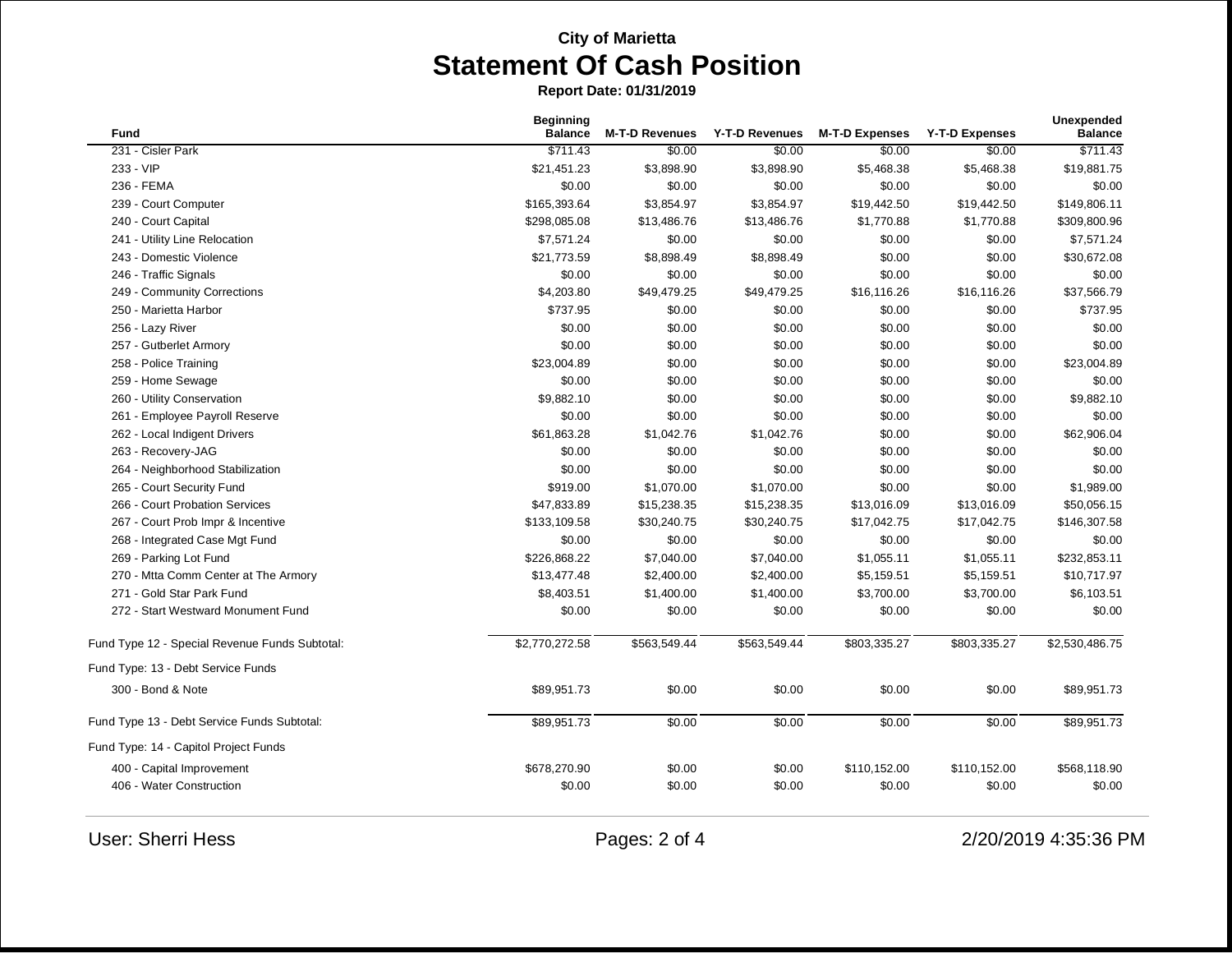**City of Marietta**

# Statement Of Cash Position

**Report Date: 01/31/2019**

| Fund | Beginning Balance | M-T-D Revenues | Y-T-D Revenues | M-T-D Expenses | Y-T-D Expenses | Unexpended Balance |
|---|---|---|---|---|---|---|
| 231 - Cisler Park | $711.43 | $0.00 | $0.00 | $0.00 | $0.00 | $711.43 |
| 233 - VIP | $21,451.23 | $3,898.90 | $3,898.90 | $5,468.38 | $5,468.38 | $19,881.75 |
| 236 - FEMA | $0.00 | $0.00 | $0.00 | $0.00 | $0.00 | $0.00 |
| 239 - Court Computer | $165,393.64 | $3,854.97 | $3,854.97 | $19,442.50 | $19,442.50 | $149,806.11 |
| 240 - Court Capital | $298,085.08 | $13,486.76 | $13,486.76 | $1,770.88 | $1,770.88 | $309,800.96 |
| 241 - Utility Line Relocation | $7,571.24 | $0.00 | $0.00 | $0.00 | $0.00 | $7,571.24 |
| 243 - Domestic Violence | $21,773.59 | $8,898.49 | $8,898.49 | $0.00 | $0.00 | $30,672.08 |
| 246 - Traffic Signals | $0.00 | $0.00 | $0.00 | $0.00 | $0.00 | $0.00 |
| 249 - Community Corrections | $4,203.80 | $49,479.25 | $49,479.25 | $16,116.26 | $16,116.26 | $37,566.79 |
| 250 - Marietta Harbor | $737.95 | $0.00 | $0.00 | $0.00 | $0.00 | $737.95 |
| 256 - Lazy River | $0.00 | $0.00 | $0.00 | $0.00 | $0.00 | $0.00 |
| 257 - Gutberlet Armory | $0.00 | $0.00 | $0.00 | $0.00 | $0.00 | $0.00 |
| 258 - Police Training | $23,004.89 | $0.00 | $0.00 | $0.00 | $0.00 | $23,004.89 |
| 259 - Home Sewage | $0.00 | $0.00 | $0.00 | $0.00 | $0.00 | $0.00 |
| 260 - Utility Conservation | $9,882.10 | $0.00 | $0.00 | $0.00 | $0.00 | $9,882.10 |
| 261 - Employee Payroll Reserve | $0.00 | $0.00 | $0.00 | $0.00 | $0.00 | $0.00 |
| 262 - Local Indigent Drivers | $61,863.28 | $1,042.76 | $1,042.76 | $0.00 | $0.00 | $62,906.04 |
| 263 - Recovery-JAG | $0.00 | $0.00 | $0.00 | $0.00 | $0.00 | $0.00 |
| 264 - Neighborhood Stabilization | $0.00 | $0.00 | $0.00 | $0.00 | $0.00 | $0.00 |
| 265 - Court Security Fund | $919.00 | $1,070.00 | $1,070.00 | $0.00 | $0.00 | $1,989.00 |
| 266 - Court Probation Services | $47,833.89 | $15,238.35 | $15,238.35 | $13,016.09 | $13,016.09 | $50,056.15 |
| 267 - Court Prob Impr & Incentive | $133,109.58 | $30,240.75 | $30,240.75 | $17,042.75 | $17,042.75 | $146,307.58 |
| 268 - Integrated Case Mgt Fund | $0.00 | $0.00 | $0.00 | $0.00 | $0.00 | $0.00 |
| 269 - Parking Lot Fund | $226,868.22 | $7,040.00 | $7,040.00 | $1,055.11 | $1,055.11 | $232,853.11 |
| 270 - Mtta Comm Center at The Armory | $13,477.48 | $2,400.00 | $2,400.00 | $5,159.51 | $5,159.51 | $10,717.97 |
| 271 - Gold Star Park Fund | $8,403.51 | $1,400.00 | $1,400.00 | $3,700.00 | $3,700.00 | $6,103.51 |
| 272 - Start Westward Monument Fund | $0.00 | $0.00 | $0.00 | $0.00 | $0.00 | $0.00 |
| Fund Type 12 - Special Revenue Funds Subtotal: | $2,770,272.58 | $563,549.44 | $563,549.44 | $803,335.27 | $803,335.27 | $2,530,486.75 |
| Fund Type: 13 - Debt Service Funds | | | | | | |
| 300 - Bond & Note | $89,951.73 | $0.00 | $0.00 | $0.00 | $0.00 | $89,951.73 |
| Fund Type 13 - Debt Service Funds Subtotal: | $89,951.73 | $0.00 | $0.00 | $0.00 | $0.00 | $89,951.73 |
| Fund Type: 14 - Capitol Project Funds | | | | | | |
| 400 - Capital Improvement | $678,270.90 | $0.00 | $0.00 | $110,152.00 | $110,152.00 | $568,118.90 |
| 406 - Water Construction | $0.00 | $0.00 | $0.00 | $0.00 | $0.00 | $0.00 |

User: Sherri Hess

2/20/2019 4:35:36 PM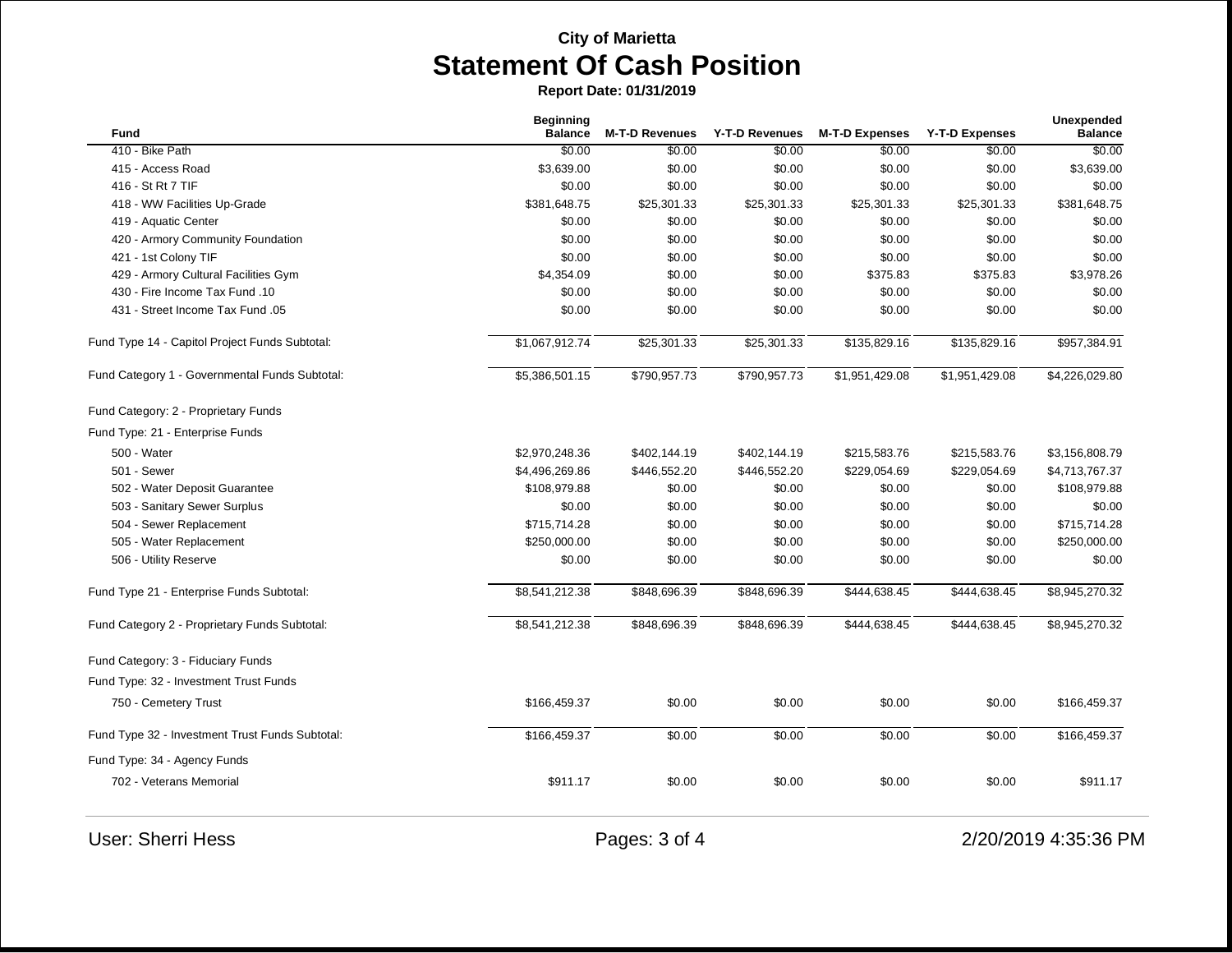# City of Marietta

## Statement Of Cash Position

**Report Date: 01/31/2019**

| Fund | Beginning Balance | M-T-D Revenues | Y-T-D Revenues | M-T-D Expenses | Y-T-D Expenses | Unexpended Balance |
|---|---|---|---|---|---|---|
| 410 - Bike Path | $0.00 | $0.00 | $0.00 | $0.00 | $0.00 | $0.00 |
| 415 - Access Road | $3,639.00 | $0.00 | $0.00 | $0.00 | $0.00 | $3,639.00 |
| 416 - St Rt 7 TIF | $0.00 | $0.00 | $0.00 | $0.00 | $0.00 | $0.00 |
| 418 - WW Facilities Up-Grade | $381,648.75 | $25,301.33 | $25,301.33 | $25,301.33 | $25,301.33 | $381,648.75 |
| 419 - Aquatic Center | $0.00 | $0.00 | $0.00 | $0.00 | $0.00 | $0.00 |
| 420 - Armory Community Foundation | $0.00 | $0.00 | $0.00 | $0.00 | $0.00 | $0.00 |
| 421 - 1st Colony TIF | $0.00 | $0.00 | $0.00 | $0.00 | $0.00 | $0.00 |
| 429 - Armory Cultural Facilities Gym | $4,354.09 | $0.00 | $0.00 | $375.83 | $375.83 | $3,978.26 |
| 430 - Fire Income Tax Fund .10 | $0.00 | $0.00 | $0.00 | $0.00 | $0.00 | $0.00 |
| 431 - Street Income Tax Fund .05 | $0.00 | $0.00 | $0.00 | $0.00 | $0.00 | $0.00 |
| Fund Type 14 - Capitol Project Funds Subtotal: | $1,067,912.74 | $25,301.33 | $25,301.33 | $135,829.16 | $135,829.16 | $957,384.91 |
| Fund Category 1 - Governmental Funds Subtotal: | $5,386,501.15 | $790,957.73 | $790,957.73 | $1,951,429.08 | $1,951,429.08 | $4,226,029.80 |
| Fund Category: 2 - Proprietary Funds | | | | | | |
| Fund Type: 21 - Enterprise Funds | | | | | | |
| 500 - Water | $2,970,248.36 | $402,144.19 | $402,144.19 | $215,583.76 | $215,583.76 | $3,156,808.79 |
| 501 - Sewer | $4,496,269.86 | $446,552.20 | $446,552.20 | $229,054.69 | $229,054.69 | $4,713,767.37 |
| 502 - Water Deposit Guarantee | $108,979.88 | $0.00 | $0.00 | $0.00 | $0.00 | $108,979.88 |
| 503 - Sanitary Sewer Surplus | $0.00 | $0.00 | $0.00 | $0.00 | $0.00 | $0.00 |
| 504 - Sewer Replacement | $715,714.28 | $0.00 | $0.00 | $0.00 | $0.00 | $715,714.28 |
| 505 - Water Replacement | $250,000.00 | $0.00 | $0.00 | $0.00 | $0.00 | $250,000.00 |
| 506 - Utility Reserve | $0.00 | $0.00 | $0.00 | $0.00 | $0.00 | $0.00 |
| Fund Type 21 - Enterprise Funds Subtotal: | $8,541,212.38 | $848,696.39 | $848,696.39 | $444,638.45 | $444,638.45 | $8,945,270.32 |
| Fund Category 2 - Proprietary Funds Subtotal: | $8,541,212.38 | $848,696.39 | $848,696.39 | $444,638.45 | $444,638.45 | $8,945,270.32 |
| Fund Category: 3 - Fiduciary Funds | | | | | | |
| Fund Type: 32 - Investment Trust Funds | | | | | | |
| 750 - Cemetery Trust | $166,459.37 | $0.00 | $0.00 | $0.00 | $0.00 | $166,459.37 |
| Fund Type 32 - Investment Trust Funds Subtotal: | $166,459.37 | $0.00 | $0.00 | $0.00 | $0.00 | $166,459.37 |
| Fund Type: 34 - Agency Funds | | | | | | |
| 702 - Veterans Memorial | $911.17 | $0.00 | $0.00 | $0.00 | $0.00 | $911.17 |

User: Sherri Hess

2/20/2019 4:35:36 PM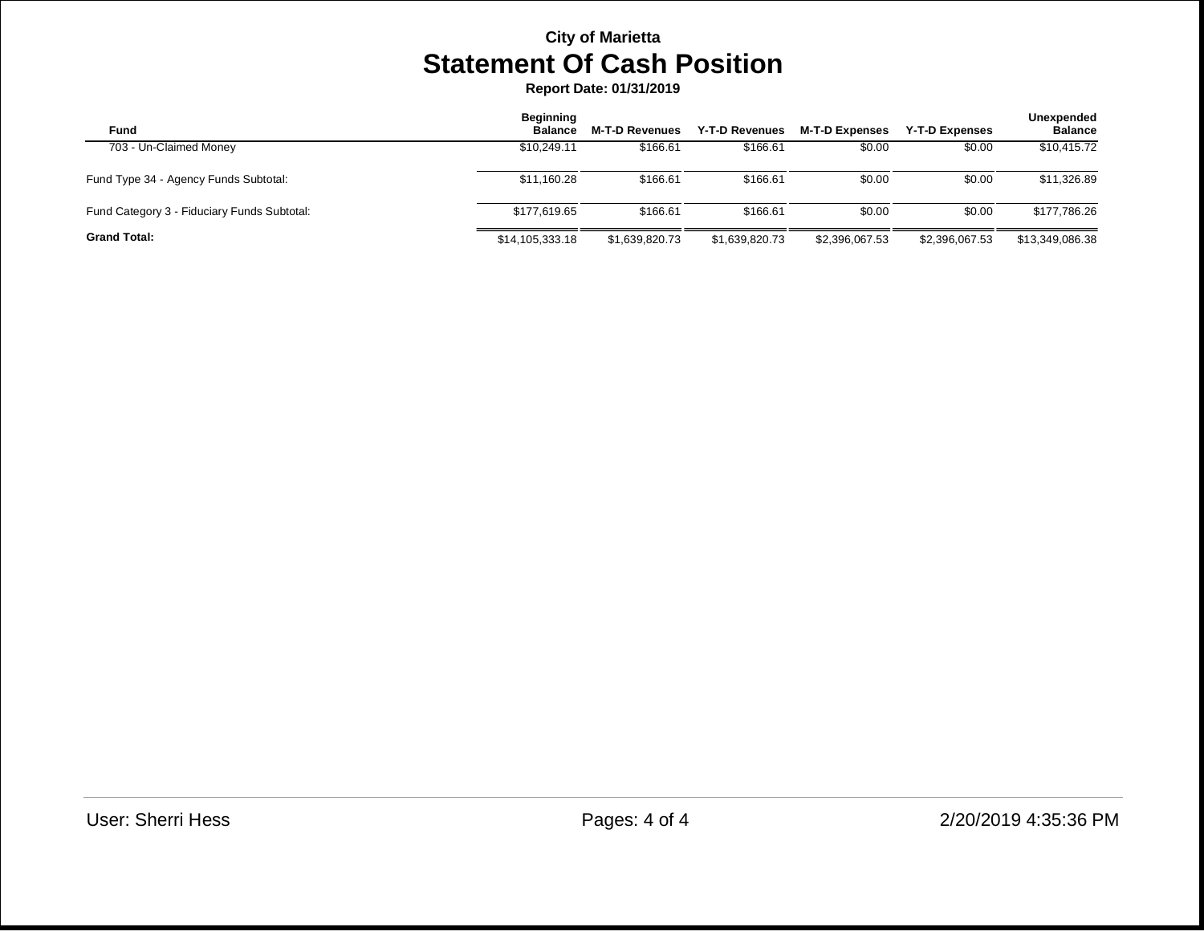**City of Marietta**

# Statement Of Cash Position

**Report Date: 01/31/2019**

| Fund | Beginning Balance | M-T-D Revenues | Y-T-D Revenues | M-T-D Expenses | Y-T-D Expenses | Unexpended Balance |
|---|---|---|---|---|---|---|
| 703 - Un-Claimed Money | $10,249.11 | $166.61 | $166.61 | $0.00 | $0.00 | $10,415.72 |
| Fund Type 34 - Agency Funds Subtotal: | $11,160.28 | $166.61 | $166.61 | $0.00 | $0.00 | $11,326.89 |
| Fund Category 3 - Fiduciary Funds Subtotal: | $177,619.65 | $166.61 | $166.61 | $0.00 | $0.00 | $177,786.26 |
| **Grand Total:** | $14,105,333.18 | $1,639,820.73 | $1,639,820.73 | $2,396,067.53 | $2,396,067.53 | $13,349,086.38 |

User: Sherri Hess

2/20/2019 4:35:36 PM